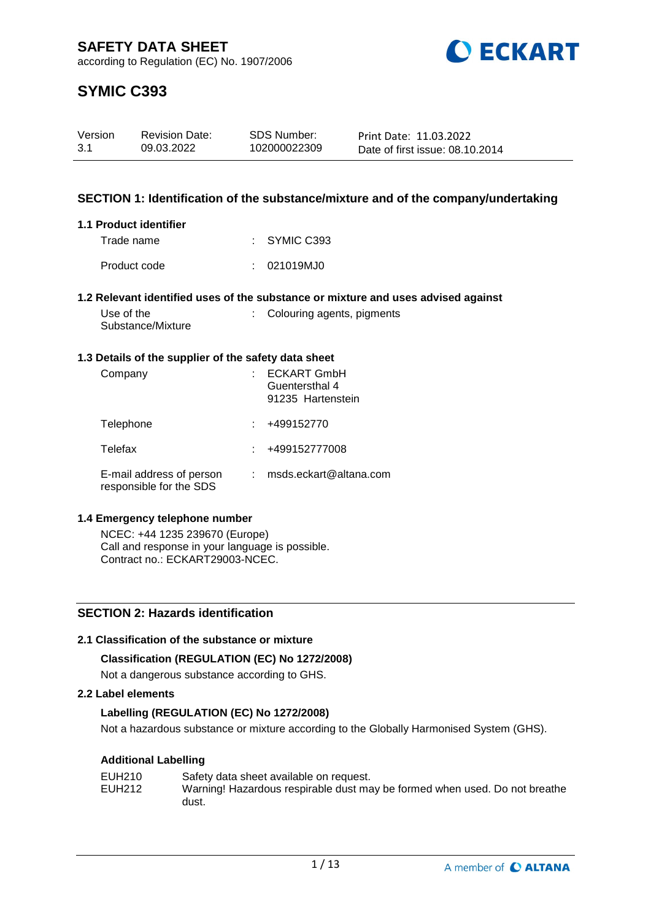# SAFETY DATA SHEET

according to Regulation (EC) No. 1907/2006

# SYMIC C393

| Version | Revision Date: | SDS Number: | Print Date: 11.03.2022 |
|---|---|---|---|
| 3.1 | 09.03.2022 | 102000022309 | Date of first issue: 08.10.2014 |

## SECTION 1: Identification of the substance/mixture and of the company/undertaking

### 1.1 Product identifier

Trade name : SYMIC C393

Product code : 021019MJ0

### 1.2 Relevant identified uses of the substance or mixture and uses advised against

Use of the Substance/Mixture : Colouring agents, pigments

### 1.3 Details of the supplier of the safety data sheet

Company : ECKART GmbH
Guentersthal 4
91235 Hartenstein

Telephone : +499152770

Telefax : +499152777008

E-mail address of person responsible for the SDS : msds.eckart@altana.com

### 1.4 Emergency telephone number

NCEC: +44 1235 239670 (Europe)
Call and response in your language is possible.
Contract no.: ECKART29003-NCEC.

## SECTION 2: Hazards identification

### 2.1 Classification of the substance or mixture

**Classification (REGULATION (EC) No 1272/2008)**

Not a dangerous substance according to GHS.

### 2.2 Label elements

**Labelling (REGULATION (EC) No 1272/2008)**

Not a hazardous substance or mixture according to the Globally Harmonised System (GHS).

**Additional Labelling**

EUH210 Safety data sheet available on request.
EUH212 Warning! Hazardous respirable dust may be formed when used. Do not breathe dust.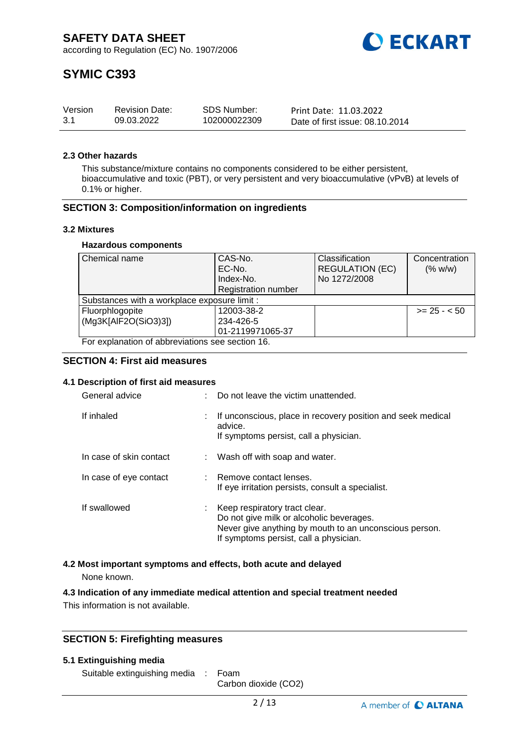### 2.3 Other hazards

This substance/mixture contains no components considered to be either persistent, bioaccumulative and toxic (PBT), or very persistent and very bioaccumulative (vPvB) at levels of 0.1% or higher.

## SECTION 3: Composition/information on ingredients

### 3.2 Mixtures

**Hazardous components**

| Chemical name | CAS-No.<br>EC-No.<br>Index-No.<br>Registration number | Classification<br>REGULATION (EC)<br>No 1272/2008 | Concentration<br>(% w/w) |
|---|---|---|---|
| Substances with a workplace exposure limit : | | | |
| Fluorphlogopite<br>(Mg3K[AlF2O(SiO3)3]) | 12003-38-2<br>234-426-5<br>01-2119971065-37 | | >= 25 - < 50 |

For explanation of abbreviations see section 16.

## SECTION 4: First aid measures

### 4.1 Description of first aid measures

General advice : Do not leave the victim unattended.

If inhaled : If unconscious, place in recovery position and seek medical advice.
If symptoms persist, call a physician.

In case of skin contact : Wash off with soap and water.

In case of eye contact : Remove contact lenses.
If eye irritation persists, consult a specialist.

If swallowed : Keep respiratory tract clear.
Do not give milk or alcoholic beverages.
Never give anything by mouth to an unconscious person.
If symptoms persist, call a physician.

### 4.2 Most important symptoms and effects, both acute and delayed

None known.

### 4.3 Indication of any immediate medical attention and special treatment needed

This information is not available.

## SECTION 5: Firefighting measures

### 5.1 Extinguishing media

Suitable extinguishing media : Foam
Carbon dioxide (CO2)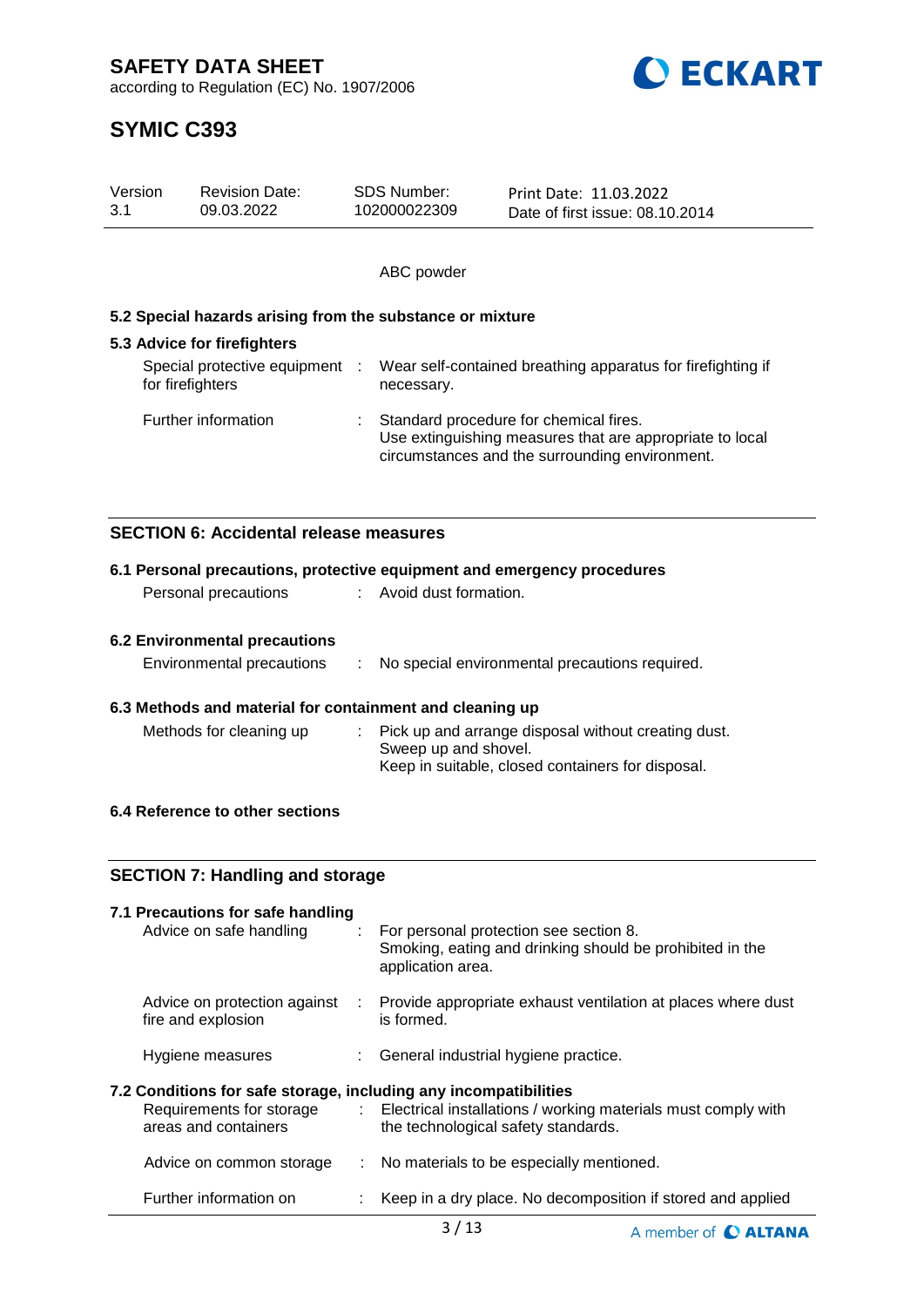ABC powder

**5.2 Special hazards arising from the substance or mixture**

**5.3 Advice for firefighters**

| | | |
|---|---|---|
| Special protective equipment for firefighters | : | Wear self-contained breathing apparatus for firefighting if necessary. |
| Further information | : | Standard procedure for chemical fires.<br>Use extinguishing measures that are appropriate to local circumstances and the surrounding environment. |

## SECTION 6: Accidental release measures

**6.1 Personal precautions, protective equipment and emergency procedures**

| | | |
|---|---|---|
| Personal precautions | : | Avoid dust formation. |

**6.2 Environmental precautions**

| | | |
|---|---|---|
| Environmental precautions | : | No special environmental precautions required. |

**6.3 Methods and material for containment and cleaning up**

| | | |
|---|---|---|
| Methods for cleaning up | : | Pick up and arrange disposal without creating dust.<br>Sweep up and shovel.<br>Keep in suitable, closed containers for disposal. |

**6.4 Reference to other sections**

## SECTION 7: Handling and storage

**7.1 Precautions for safe handling**

| | | |
|---|---|---|
| Advice on safe handling | : | For personal protection see section 8.<br>Smoking, eating and drinking should be prohibited in the application area. |
| Advice on protection against fire and explosion | : | Provide appropriate exhaust ventilation at places where dust is formed. |
| Hygiene measures | : | General industrial hygiene practice. |

**7.2 Conditions for safe storage, including any incompatibilities**

| | | |
|---|---|---|
| Requirements for storage areas and containers | : | Electrical installations / working materials must comply with the technological safety standards. |
| Advice on common storage | : | No materials to be especially mentioned. |
| Further information on | : | Keep in a dry place. No decomposition if stored and applied |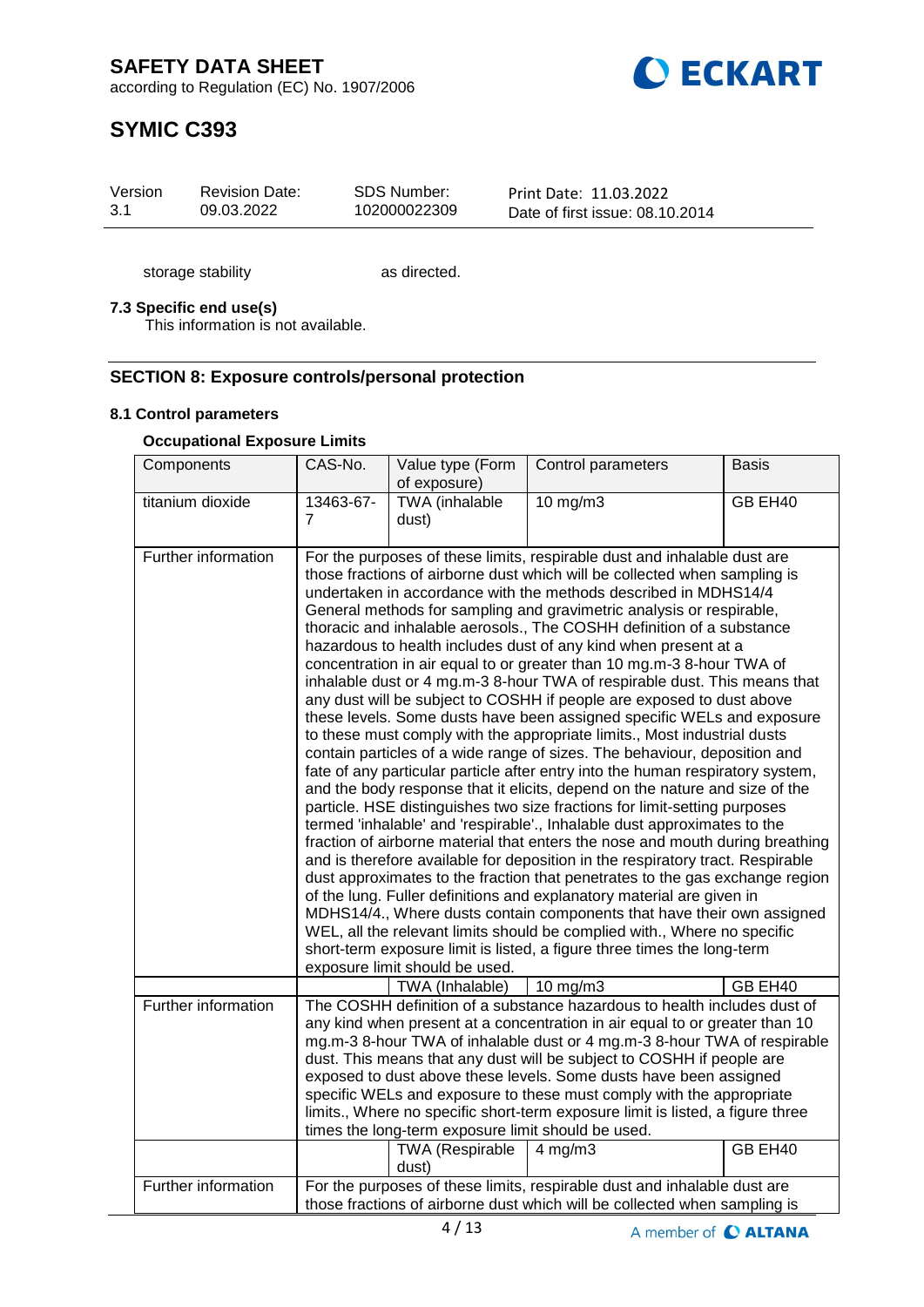| storage stability | as directed. |
|---|---|

### 7.3 Specific end use(s)

This information is not available.

## SECTION 8: Exposure controls/personal protection

### 8.1 Control parameters

#### Occupational Exposure Limits

| Components | CAS-No. | Value type (Form of exposure) | Control parameters | Basis |
|---|---|---|---|---|
| titanium dioxide | 13463-67-7 | TWA (inhalable dust) | 10 mg/m3 | GB EH40 |
| Further information | For the purposes of these limits, respirable dust and inhalable dust are those fractions of airborne dust which will be collected when sampling is undertaken in accordance with the methods described in MDHS14/4 General methods for sampling and gravimetric analysis or respirable, thoracic and inhalable aerosols., The COSHH definition of a substance hazardous to health includes dust of any kind when present at a concentration in air equal to or greater than 10 mg.m-3 8-hour TWA of inhalable dust or 4 mg.m-3 8-hour TWA of respirable dust. This means that any dust will be subject to COSHH if people are exposed to dust above these levels. Some dusts have been assigned specific WELs and exposure to these must comply with the appropriate limits., Most industrial dusts contain particles of a wide range of sizes. The behaviour, deposition and fate of any particular particle after entry into the human respiratory system, and the body response that it elicits, depend on the nature and size of the particle. HSE distinguishes two size fractions for limit-setting purposes termed 'inhalable' and 'respirable'., Inhalable dust approximates to the fraction of airborne material that enters the nose and mouth during breathing and is therefore available for deposition in the respiratory tract. Respirable dust approximates to the fraction that penetrates to the gas exchange region of the lung. Fuller definitions and explanatory material are given in MDHS14/4., Where dusts contain components that have their own assigned WEL, all the relevant limits should be complied with., Where no specific short-term exposure limit is listed, a figure three times the long-term exposure limit should be used. | | | |
| | | TWA (Inhalable) | 10 mg/m3 | GB EH40 |
| Further information | The COSHH definition of a substance hazardous to health includes dust of any kind when present at a concentration in air equal to or greater than 10 mg.m-3 8-hour TWA of inhalable dust or 4 mg.m-3 8-hour TWA of respirable dust. This means that any dust will be subject to COSHH if people are exposed to dust above these levels. Some dusts have been assigned specific WELs and exposure to these must comply with the appropriate limits., Where no specific short-term exposure limit is listed, a figure three times the long-term exposure limit should be used. | | | |
| | | TWA (Respirable dust) | 4 mg/m3 | GB EH40 |
| Further information | For the purposes of these limits, respirable dust and inhalable dust are those fractions of airborne dust which will be collected when sampling is | | | |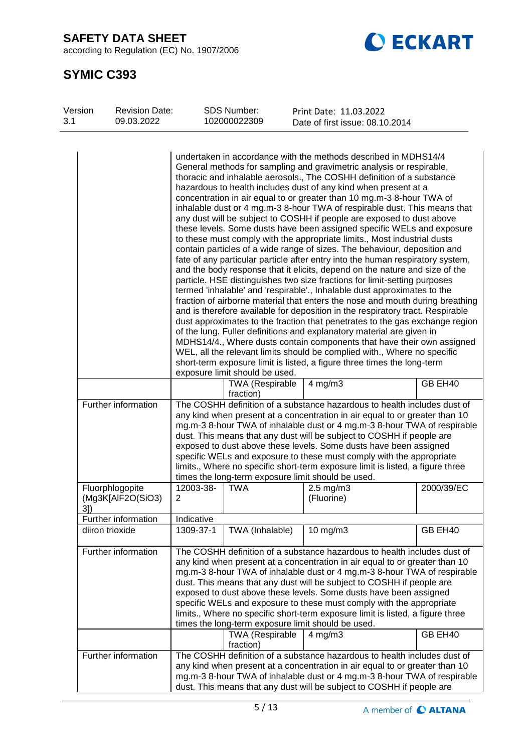| | | | | |
|---|---|---|---|---|
| | undertaken in accordance with the methods described in MDHS14/4 General methods for sampling and gravimetric analysis or respirable, thoracic and inhalable aerosols., The COSHH definition of a substance hazardous to health includes dust of any kind when present at a concentration in air equal to or greater than 10 mg.m-3 8-hour TWA of inhalable dust or 4 mg.m-3 8-hour TWA of respirable dust. This means that any dust will be subject to COSHH if people are exposed to dust above these levels. Some dusts have been assigned specific WELs and exposure to these must comply with the appropriate limits., Most industrial dusts contain particles of a wide range of sizes. The behaviour, deposition and fate of any particular particle after entry into the human respiratory system, and the body response that it elicits, depend on the nature and size of the particle. HSE distinguishes two size fractions for limit-setting purposes termed 'inhalable' and 'respirable'., Inhalable dust approximates to the fraction of airborne material that enters the nose and mouth during breathing and is therefore available for deposition in the respiratory tract. Respirable dust approximates to the fraction that penetrates to the gas exchange region of the lung. Fuller definitions and explanatory material are given in MDHS14/4., Where dusts contain components that have their own assigned WEL, all the relevant limits should be complied with., Where no specific short-term exposure limit is listed, a figure three times the long-term exposure limit should be used. | | | |
| | | TWA (Respirable fraction) | 4 mg/m3 | GB EH40 |
| Further information | The COSHH definition of a substance hazardous to health includes dust of any kind when present at a concentration in air equal to or greater than 10 mg.m-3 8-hour TWA of inhalable dust or 4 mg.m-3 8-hour TWA of respirable dust. This means that any dust will be subject to COSHH if people are exposed to dust above these levels. Some dusts have been assigned specific WELs and exposure to these must comply with the appropriate limits., Where no specific short-term exposure limit is listed, a figure three times the long-term exposure limit should be used. | | | |
| Fluorphlogopite (Mg3K[AlF2O(SiO3)3]) | 12003-38-2 | TWA | 2.5 mg/m3 (Fluorine) | 2000/39/EC |
| Further information | Indicative | | | |
| diiron trioxide | 1309-37-1 | TWA (Inhalable) | 10 mg/m3 | GB EH40 |
| Further information | The COSHH definition of a substance hazardous to health includes dust of any kind when present at a concentration in air equal to or greater than 10 mg.m-3 8-hour TWA of inhalable dust or 4 mg.m-3 8-hour TWA of respirable dust. This means that any dust will be subject to COSHH if people are exposed to dust above these levels. Some dusts have been assigned specific WELs and exposure to these must comply with the appropriate limits., Where no specific short-term exposure limit is listed, a figure three times the long-term exposure limit should be used. | | | |
| | | TWA (Respirable fraction) | 4 mg/m3 | GB EH40 |
| Further information | The COSHH definition of a substance hazardous to health includes dust of any kind when present at a concentration in air equal to or greater than 10 mg.m-3 8-hour TWA of inhalable dust or 4 mg.m-3 8-hour TWA of respirable dust. This means that any dust will be subject to COSHH if people are | | | |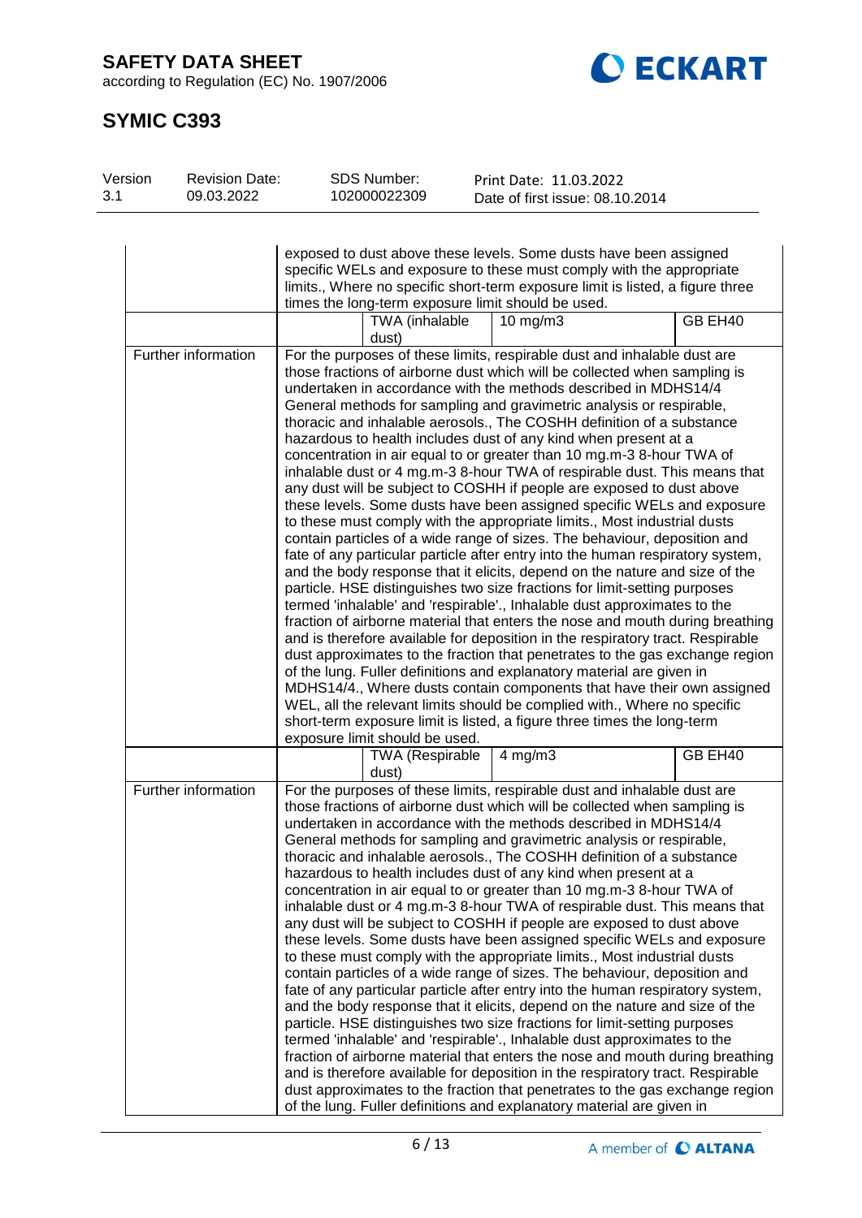| | | | | |
|---|---|---|---|---|
| | exposed to dust above these levels. Some dusts have been assigned specific WELs and exposure to these must comply with the appropriate limits., Where no specific short-term exposure limit is listed, a figure three times the long-term exposure limit should be used. | | | |
| | | TWA (inhalable dust) | 10 mg/m3 | GB EH40 |
| Further information | For the purposes of these limits, respirable dust and inhalable dust are those fractions of airborne dust which will be collected when sampling is undertaken in accordance with the methods described in MDHS14/4 General methods for sampling and gravimetric analysis or respirable, thoracic and inhalable aerosols., The COSHH definition of a substance hazardous to health includes dust of any kind when present at a concentration in air equal to or greater than 10 mg.m-3 8-hour TWA of inhalable dust or 4 mg.m-3 8-hour TWA of respirable dust. This means that any dust will be subject to COSHH if people are exposed to dust above these levels. Some dusts have been assigned specific WELs and exposure to these must comply with the appropriate limits., Most industrial dusts contain particles of a wide range of sizes. The behaviour, deposition and fate of any particular particle after entry into the human respiratory system, and the body response that it elicits, depend on the nature and size of the particle. HSE distinguishes two size fractions for limit-setting purposes termed 'inhalable' and 'respirable'., Inhalable dust approximates to the fraction of airborne material that enters the nose and mouth during breathing and is therefore available for deposition in the respiratory tract. Respirable dust approximates to the fraction that penetrates to the gas exchange region of the lung. Fuller definitions and explanatory material are given in MDHS14/4., Where dusts contain components that have their own assigned WEL, all the relevant limits should be complied with., Where no specific short-term exposure limit is listed, a figure three times the long-term exposure limit should be used. | | | |
| | | TWA (Respirable dust) | 4 mg/m3 | GB EH40 |
| Further information | For the purposes of these limits, respirable dust and inhalable dust are those fractions of airborne dust which will be collected when sampling is undertaken in accordance with the methods described in MDHS14/4 General methods for sampling and gravimetric analysis or respirable, thoracic and inhalable aerosols., The COSHH definition of a substance hazardous to health includes dust of any kind when present at a concentration in air equal to or greater than 10 mg.m-3 8-hour TWA of inhalable dust or 4 mg.m-3 8-hour TWA of respirable dust. This means that any dust will be subject to COSHH if people are exposed to dust above these levels. Some dusts have been assigned specific WELs and exposure to these must comply with the appropriate limits., Most industrial dusts contain particles of a wide range of sizes. The behaviour, deposition and fate of any particular particle after entry into the human respiratory system, and the body response that it elicits, depend on the nature and size of the particle. HSE distinguishes two size fractions for limit-setting purposes termed 'inhalable' and 'respirable'., Inhalable dust approximates to the fraction of airborne material that enters the nose and mouth during breathing and is therefore available for deposition in the respiratory tract. Respirable dust approximates to the fraction that penetrates to the gas exchange region of the lung. Fuller definitions and explanatory material are given in | | | |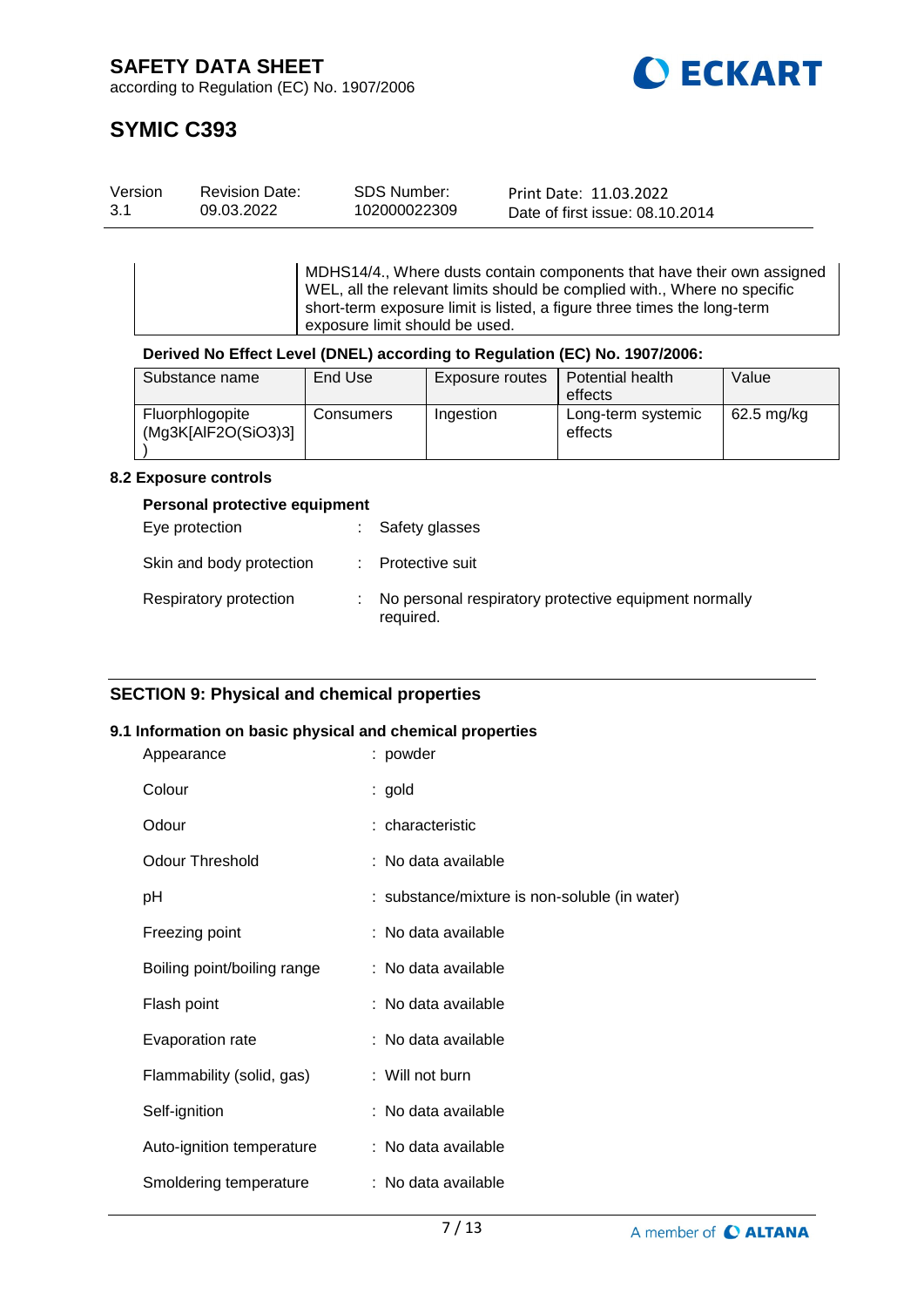| | MDHS14/4., Where dusts contain components that have their own assigned WEL, all the relevant limits should be complied with., Where no specific short-term exposure limit is listed, a figure three times the long-term exposure limit should be used. |
|---|---|

**Derived No Effect Level (DNEL) according to Regulation (EC) No. 1907/2006:**

| Substance name | End Use | Exposure routes | Potential health effects | Value |
|---|---|---|---|---|
| Fluorphlogopite (Mg3K[AlF2O(SiO3)3]) | Consumers | Ingestion | Long-term systemic effects | 62.5 mg/kg |

### 8.2 Exposure controls

**Personal protective equipment**

| | | |
|---|---|---|
| Eye protection | : | Safety glasses |
| Skin and body protection | : | Protective suit |
| Respiratory protection | : | No personal respiratory protective equipment normally required. |

## SECTION 9: Physical and chemical properties

### 9.1 Information on basic physical and chemical properties

| | | |
|---|---|---|
| Appearance | : | powder |
| Colour | : | gold |
| Odour | : | characteristic |
| Odour Threshold | : | No data available |
| pH | : | substance/mixture is non-soluble (in water) |
| Freezing point | : | No data available |
| Boiling point/boiling range | : | No data available |
| Flash point | : | No data available |
| Evaporation rate | : | No data available |
| Flammability (solid, gas) | : | Will not burn |
| Self-ignition | : | No data available |
| Auto-ignition temperature | : | No data available |
| Smoldering temperature | : | No data available |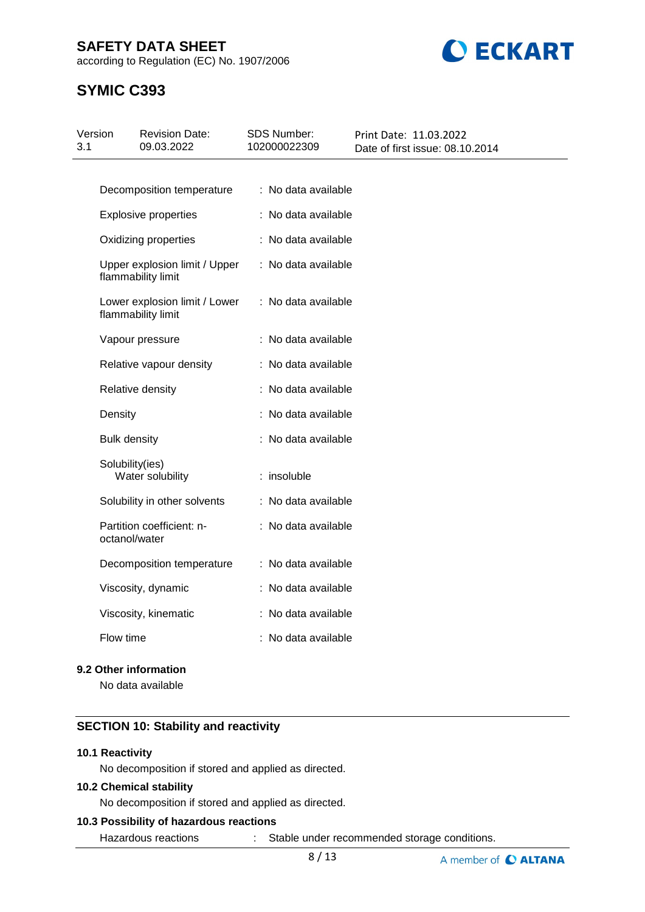| Property | Value |
|---|---|
| Decomposition temperature | : No data available |
| Explosive properties | : No data available |
| Oxidizing properties | : No data available |
| Upper explosion limit / Upper flammability limit | : No data available |
| Lower explosion limit / Lower flammability limit | : No data available |
| Vapour pressure | : No data available |
| Relative vapour density | : No data available |
| Relative density | : No data available |
| Density | : No data available |
| Bulk density | : No data available |
| Solubility(ies) Water solubility | : insoluble |
| Solubility in other solvents | : No data available |
| Partition coefficient: n-octanol/water | : No data available |
| Decomposition temperature | : No data available |
| Viscosity, dynamic | : No data available |
| Viscosity, kinematic | : No data available |
| Flow time | : No data available |

### 9.2 Other information

No data available

## SECTION 10: Stability and reactivity

### 10.1 Reactivity

No decomposition if stored and applied as directed.

### 10.2 Chemical stability

No decomposition if stored and applied as directed.

### 10.3 Possibility of hazardous reactions

Hazardous reactions : Stable under recommended storage conditions.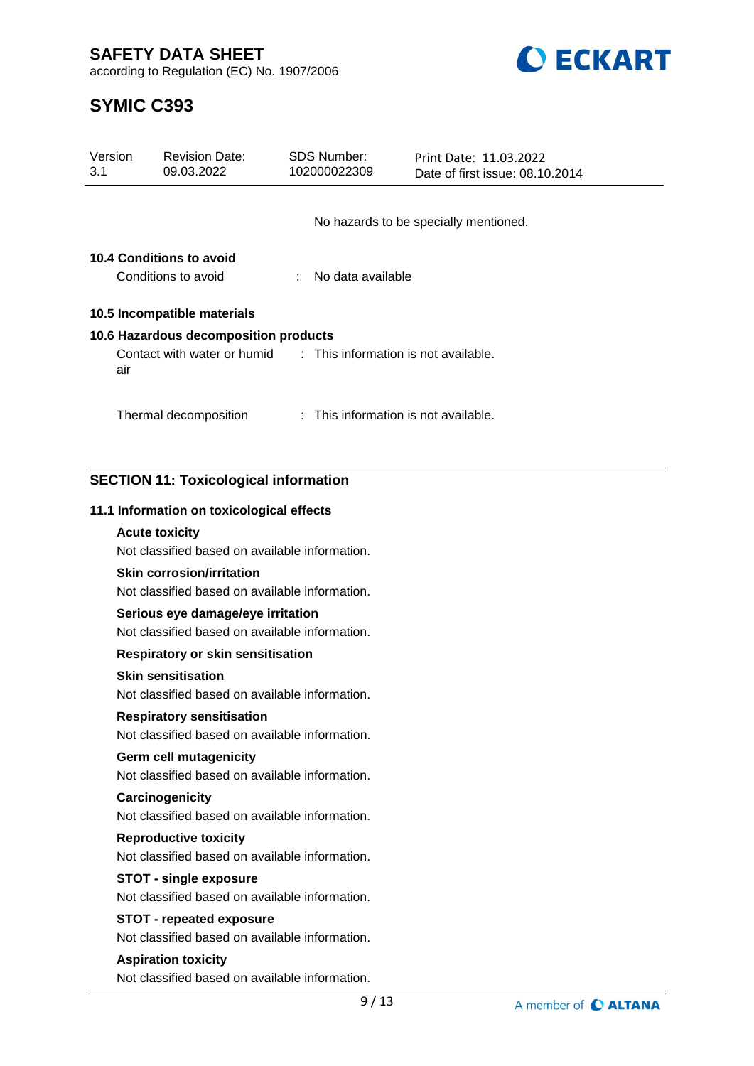No hazards to be specially mentioned.

**10.4 Conditions to avoid**

Conditions to avoid : No data available

**10.5 Incompatible materials**

**10.6 Hazardous decomposition products**

Contact with water or humid air : This information is not available.

Thermal decomposition : This information is not available.

## SECTION 11: Toxicological information

**11.1 Information on toxicological effects**

**Acute toxicity**

Not classified based on available information.

**Skin corrosion/irritation**

Not classified based on available information.

**Serious eye damage/eye irritation**

Not classified based on available information.

**Respiratory or skin sensitisation**

**Skin sensitisation**

Not classified based on available information.

**Respiratory sensitisation**

Not classified based on available information.

**Germ cell mutagenicity**

Not classified based on available information.

**Carcinogenicity**

Not classified based on available information.

**Reproductive toxicity**

Not classified based on available information.

**STOT - single exposure**

Not classified based on available information.

**STOT - repeated exposure**

Not classified based on available information.

**Aspiration toxicity**

Not classified based on available information.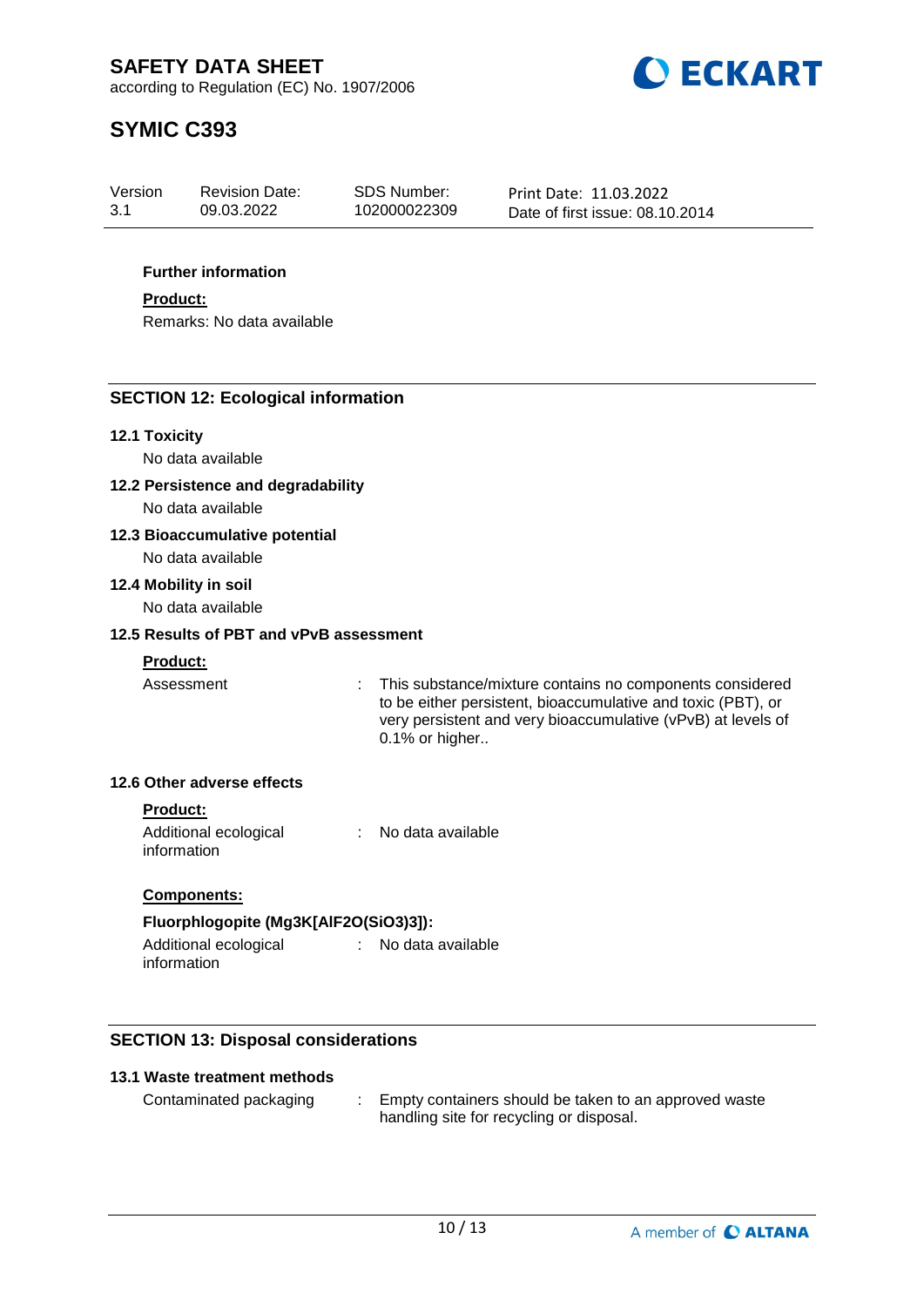**Further information**

**Product:**

Remarks: No data available

## SECTION 12: Ecological information

### 12.1 Toxicity

No data available

### 12.2 Persistence and degradability

No data available

### 12.3 Bioaccumulative potential

No data available

### 12.4 Mobility in soil

No data available

### 12.5 Results of PBT and vPvB assessment

**Product:**

Assessment : This substance/mixture contains no components considered to be either persistent, bioaccumulative and toxic (PBT), or very persistent and very bioaccumulative (vPvB) at levels of 0.1% or higher..

### 12.6 Other adverse effects

**Product:**

Additional ecological information : No data available

**Components:**

**Fluorphlogopite (Mg3K[AlF2O(SiO3)3]):**

Additional ecological information : No data available

## SECTION 13: Disposal considerations

### 13.1 Waste treatment methods

Contaminated packaging : Empty containers should be taken to an approved waste handling site for recycling or disposal.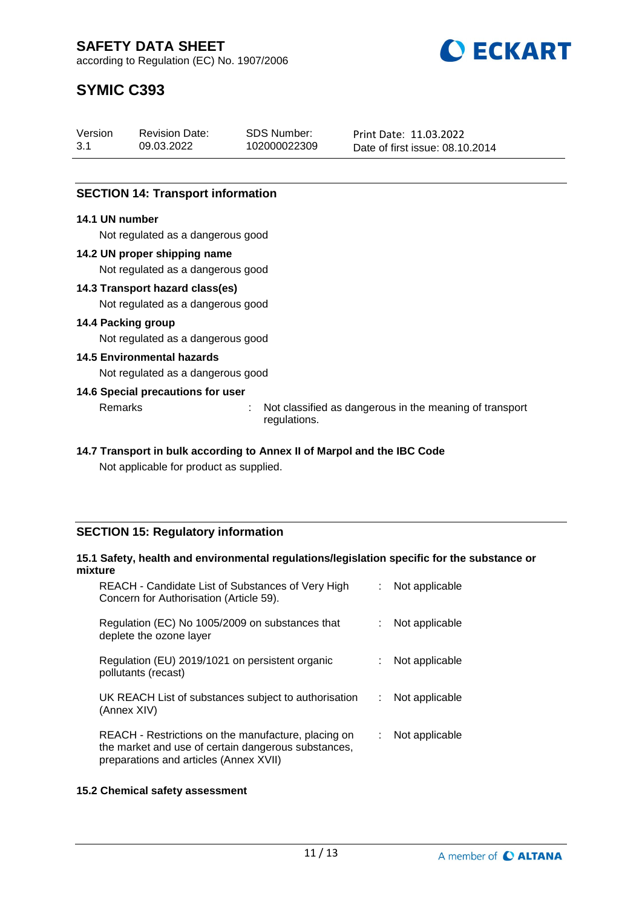## SECTION 14: Transport information

### 14.1 UN number

Not regulated as a dangerous good

### 14.2 UN proper shipping name

Not regulated as a dangerous good

### 14.3 Transport hazard class(es)

Not regulated as a dangerous good

### 14.4 Packing group

Not regulated as a dangerous good

### 14.5 Environmental hazards

Not regulated as a dangerous good

### 14.6 Special precautions for user

Remarks : Not classified as dangerous in the meaning of transport regulations.

### 14.7 Transport in bulk according to Annex II of Marpol and the IBC Code

Not applicable for product as supplied.

## SECTION 15: Regulatory information

### 15.1 Safety, health and environmental regulations/legislation specific for the substance or mixture

| | | |
|---|---|---|
| REACH - Candidate List of Substances of Very High Concern for Authorisation (Article 59). | : | Not applicable |
| Regulation (EC) No 1005/2009 on substances that deplete the ozone layer | : | Not applicable |
| Regulation (EU) 2019/1021 on persistent organic pollutants (recast) | : | Not applicable |
| UK REACH List of substances subject to authorisation (Annex XIV) | : | Not applicable |
| REACH - Restrictions on the manufacture, placing on the market and use of certain dangerous substances, preparations and articles (Annex XVII) | : | Not applicable |

### 15.2 Chemical safety assessment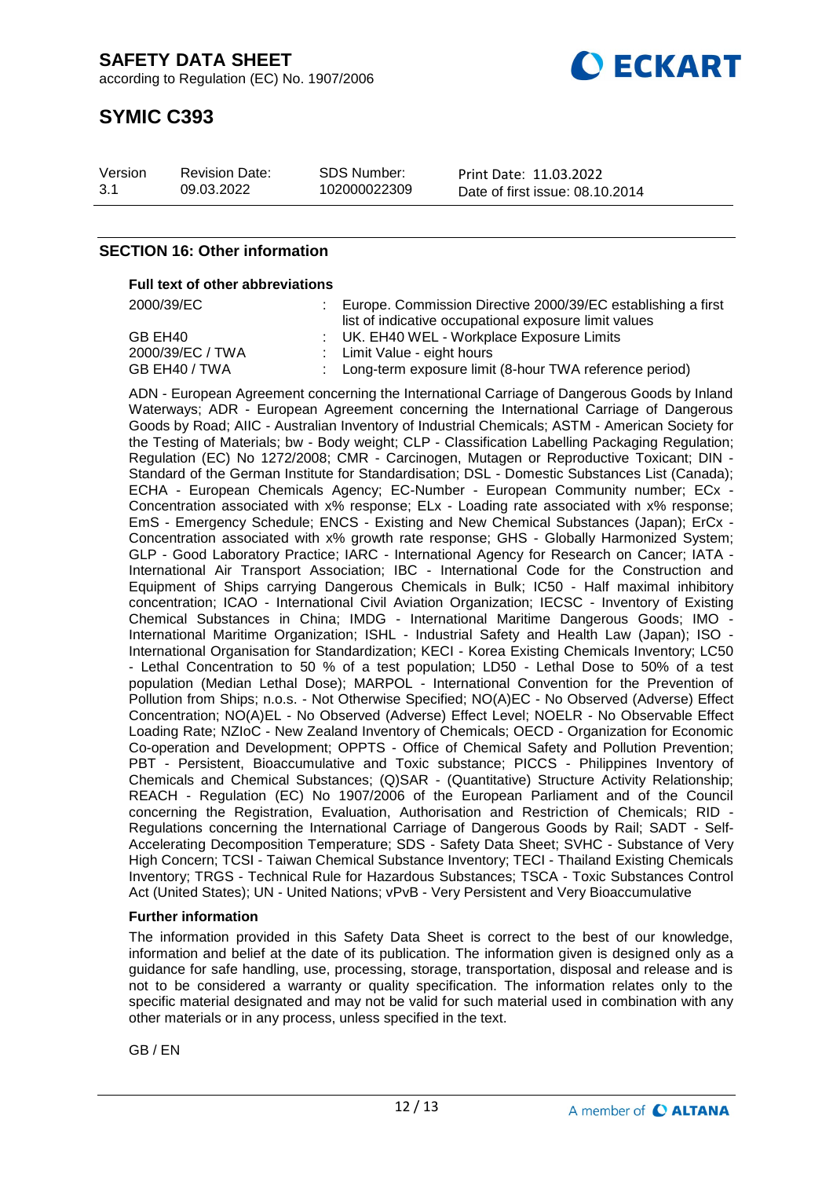## SECTION 16: Other information

**Full text of other abbreviations**

| | | |
|---|---|---|
| 2000/39/EC | : | Europe. Commission Directive 2000/39/EC establishing a first list of indicative occupational exposure limit values |
| GB EH40 | : | UK. EH40 WEL - Workplace Exposure Limits |
| 2000/39/EC / TWA | : | Limit Value - eight hours |
| GB EH40 / TWA | : | Long-term exposure limit (8-hour TWA reference period) |

ADN - European Agreement concerning the International Carriage of Dangerous Goods by Inland Waterways; ADR - European Agreement concerning the International Carriage of Dangerous Goods by Road; AIIC - Australian Inventory of Industrial Chemicals; ASTM - American Society for the Testing of Materials; bw - Body weight; CLP - Classification Labelling Packaging Regulation; Regulation (EC) No 1272/2008; CMR - Carcinogen, Mutagen or Reproductive Toxicant; DIN - Standard of the German Institute for Standardisation; DSL - Domestic Substances List (Canada); ECHA - European Chemicals Agency; EC-Number - European Community number; ECx - Concentration associated with x% response; ELx - Loading rate associated with x% response; EmS - Emergency Schedule; ENCS - Existing and New Chemical Substances (Japan); ErCx - Concentration associated with x% growth rate response; GHS - Globally Harmonized System; GLP - Good Laboratory Practice; IARC - International Agency for Research on Cancer; IATA - International Air Transport Association; IBC - International Code for the Construction and Equipment of Ships carrying Dangerous Chemicals in Bulk; IC50 - Half maximal inhibitory concentration; ICAO - International Civil Aviation Organization; IECSC - Inventory of Existing Chemical Substances in China; IMDG - International Maritime Dangerous Goods; IMO - International Maritime Organization; ISHL - Industrial Safety and Health Law (Japan); ISO - International Organisation for Standardization; KECI - Korea Existing Chemicals Inventory; LC50 - Lethal Concentration to 50 % of a test population; LD50 - Lethal Dose to 50% of a test population (Median Lethal Dose); MARPOL - International Convention for the Prevention of Pollution from Ships; n.o.s. - Not Otherwise Specified; NO(A)EC - No Observed (Adverse) Effect Concentration; NO(A)EL - No Observed (Adverse) Effect Level; NOELR - No Observable Effect Loading Rate; NZIoC - New Zealand Inventory of Chemicals; OECD - Organization for Economic Co-operation and Development; OPPTS - Office of Chemical Safety and Pollution Prevention; PBT - Persistent, Bioaccumulative and Toxic substance; PICCS - Philippines Inventory of Chemicals and Chemical Substances; (Q)SAR - (Quantitative) Structure Activity Relationship; REACH - Regulation (EC) No 1907/2006 of the European Parliament and of the Council concerning the Registration, Evaluation, Authorisation and Restriction of Chemicals; RID - Regulations concerning the International Carriage of Dangerous Goods by Rail; SADT - Self-Accelerating Decomposition Temperature; SDS - Safety Data Sheet; SVHC - Substance of Very High Concern; TCSI - Taiwan Chemical Substance Inventory; TECI - Thailand Existing Chemicals Inventory; TRGS - Technical Rule for Hazardous Substances; TSCA - Toxic Substances Control Act (United States); UN - United Nations; vPvB - Very Persistent and Very Bioaccumulative

**Further information**

The information provided in this Safety Data Sheet is correct to the best of our knowledge, information and belief at the date of its publication. The information given is designed only as a guidance for safe handling, use, processing, storage, transportation, disposal and release and is not to be considered a warranty or quality specification. The information relates only to the specific material designated and may not be valid for such material used in combination with any other materials or in any process, unless specified in the text.

GB / EN